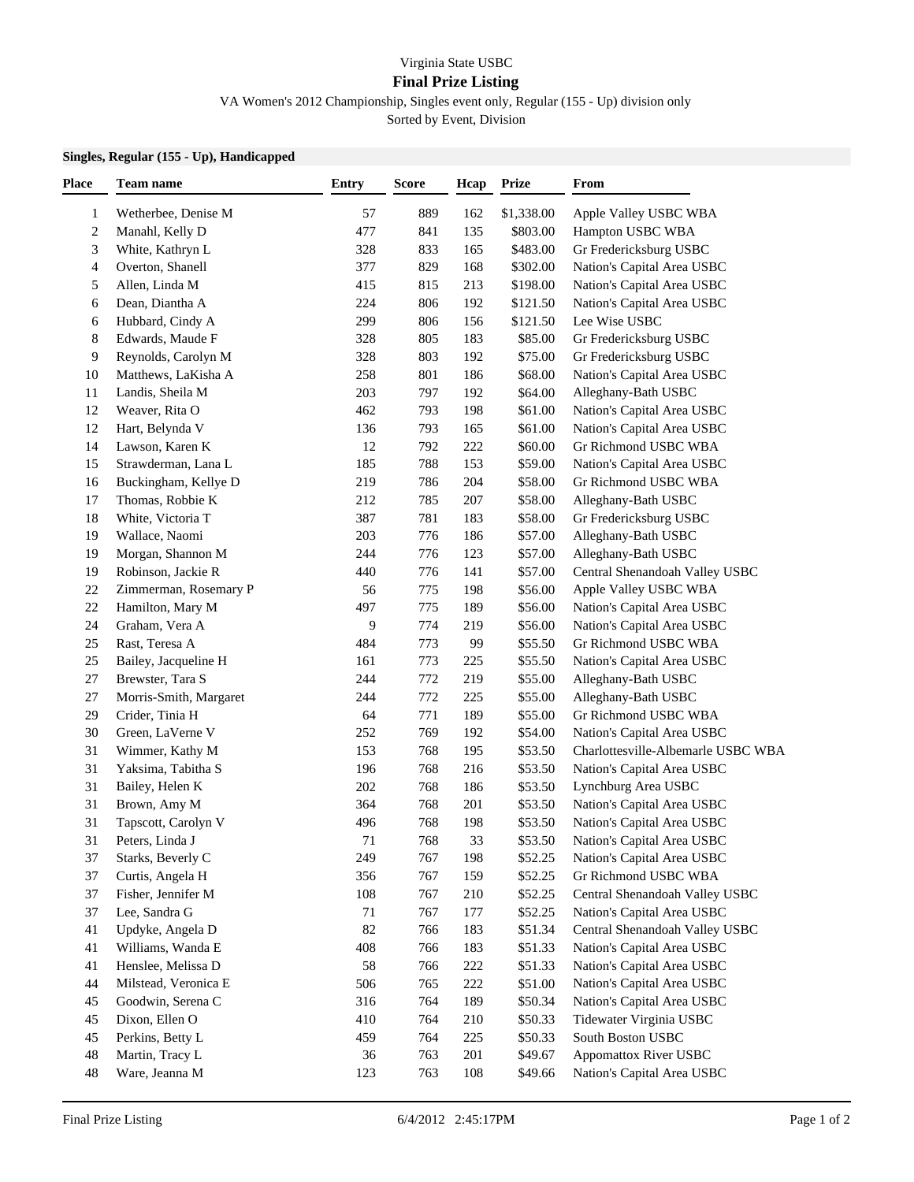Virginia State USBC

## Final Prize Listing

VA Women's 2012 Championship, Singles event only, Regular (155 - Up) division only

Sorted by Event, Division

### Singles, Regular (155 - Up), Handicapped

| Place | Team name | Entry | Score | Hcap | Prize | From |
|---|---|---|---|---|---|---|
| 1 | Wetherbee, Denise M | 57 | 889 | 162 | $1,338.00 | Apple Valley USBC WBA |
| 2 | Manahl, Kelly D | 477 | 841 | 135 | $803.00 | Hampton USBC WBA |
| 3 | White, Kathryn L | 328 | 833 | 165 | $483.00 | Gr Fredericksburg USBC |
| 4 | Overton, Shanell | 377 | 829 | 168 | $302.00 | Nation's Capital Area USBC |
| 5 | Allen, Linda M | 415 | 815 | 213 | $198.00 | Nation's Capital Area USBC |
| 6 | Dean, Diantha A | 224 | 806 | 192 | $121.50 | Nation's Capital Area USBC |
| 6 | Hubbard, Cindy A | 299 | 806 | 156 | $121.50 | Lee Wise USBC |
| 8 | Edwards, Maude F | 328 | 805 | 183 | $85.00 | Gr Fredericksburg USBC |
| 9 | Reynolds, Carolyn M | 328 | 803 | 192 | $75.00 | Gr Fredericksburg USBC |
| 10 | Matthews, LaKisha A | 258 | 801 | 186 | $68.00 | Nation's Capital Area USBC |
| 11 | Landis, Sheila M | 203 | 797 | 192 | $64.00 | Alleghany-Bath USBC |
| 12 | Weaver, Rita O | 462 | 793 | 198 | $61.00 | Nation's Capital Area USBC |
| 12 | Hart, Belynda V | 136 | 793 | 165 | $61.00 | Nation's Capital Area USBC |
| 14 | Lawson, Karen K | 12 | 792 | 222 | $60.00 | Gr Richmond USBC WBA |
| 15 | Strawderman, Lana L | 185 | 788 | 153 | $59.00 | Nation's Capital Area USBC |
| 16 | Buckingham, Kellye D | 219 | 786 | 204 | $58.00 | Gr Richmond USBC WBA |
| 17 | Thomas, Robbie K | 212 | 785 | 207 | $58.00 | Alleghany-Bath USBC |
| 18 | White, Victoria T | 387 | 781 | 183 | $58.00 | Gr Fredericksburg USBC |
| 19 | Wallace, Naomi | 203 | 776 | 186 | $57.00 | Alleghany-Bath USBC |
| 19 | Morgan, Shannon M | 244 | 776 | 123 | $57.00 | Alleghany-Bath USBC |
| 19 | Robinson, Jackie R | 440 | 776 | 141 | $57.00 | Central Shenandoah Valley USBC |
| 22 | Zimmerman, Rosemary P | 56 | 775 | 198 | $56.00 | Apple Valley USBC WBA |
| 22 | Hamilton, Mary M | 497 | 775 | 189 | $56.00 | Nation's Capital Area USBC |
| 24 | Graham, Vera A | 9 | 774 | 219 | $56.00 | Nation's Capital Area USBC |
| 25 | Rast, Teresa A | 484 | 773 | 99 | $55.50 | Gr Richmond USBC WBA |
| 25 | Bailey, Jacqueline H | 161 | 773 | 225 | $55.50 | Nation's Capital Area USBC |
| 27 | Brewster, Tara S | 244 | 772 | 219 | $55.00 | Alleghany-Bath USBC |
| 27 | Morris-Smith, Margaret | 244 | 772 | 225 | $55.00 | Alleghany-Bath USBC |
| 29 | Crider, Tinia H | 64 | 771 | 189 | $55.00 | Gr Richmond USBC WBA |
| 30 | Green, LaVerne V | 252 | 769 | 192 | $54.00 | Nation's Capital Area USBC |
| 31 | Wimmer, Kathy M | 153 | 768 | 195 | $53.50 | Charlottesville-Albemarle USBC WBA |
| 31 | Yaksima, Tabitha S | 196 | 768 | 216 | $53.50 | Nation's Capital Area USBC |
| 31 | Bailey, Helen K | 202 | 768 | 186 | $53.50 | Lynchburg Area USBC |
| 31 | Brown, Amy M | 364 | 768 | 201 | $53.50 | Nation's Capital Area USBC |
| 31 | Tapscott, Carolyn V | 496 | 768 | 198 | $53.50 | Nation's Capital Area USBC |
| 31 | Peters, Linda J | 71 | 768 | 33 | $53.50 | Nation's Capital Area USBC |
| 37 | Starks, Beverly C | 249 | 767 | 198 | $52.25 | Nation's Capital Area USBC |
| 37 | Curtis, Angela H | 356 | 767 | 159 | $52.25 | Gr Richmond USBC WBA |
| 37 | Fisher, Jennifer M | 108 | 767 | 210 | $52.25 | Central Shenandoah Valley USBC |
| 37 | Lee, Sandra G | 71 | 767 | 177 | $52.25 | Nation's Capital Area USBC |
| 41 | Updyke, Angela D | 82 | 766 | 183 | $51.34 | Central Shenandoah Valley USBC |
| 41 | Williams, Wanda E | 408 | 766 | 183 | $51.33 | Nation's Capital Area USBC |
| 41 | Henslee, Melissa D | 58 | 766 | 222 | $51.33 | Nation's Capital Area USBC |
| 44 | Milstead, Veronica E | 506 | 765 | 222 | $51.00 | Nation's Capital Area USBC |
| 45 | Goodwin, Serena C | 316 | 764 | 189 | $50.34 | Nation's Capital Area USBC |
| 45 | Dixon, Ellen O | 410 | 764 | 210 | $50.33 | Tidewater Virginia USBC |
| 45 | Perkins, Betty L | 459 | 764 | 225 | $50.33 | South Boston USBC |
| 48 | Martin, Tracy L | 36 | 763 | 201 | $49.67 | Appomattox River USBC |
| 48 | Ware, Jeanna M | 123 | 763 | 108 | $49.66 | Nation's Capital Area USBC |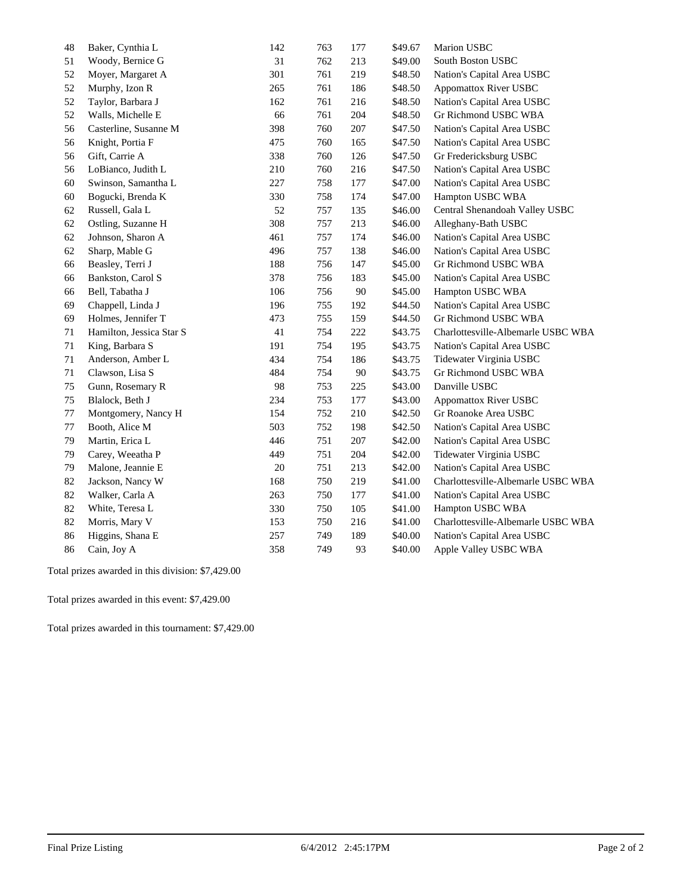| | | | | | | |
|---|---|---|---|---|---|---|
| 48 | Baker, Cynthia L | 142 | 763 | 177 | $49.67 | Marion USBC |
| 51 | Woody, Bernice G | 31 | 762 | 213 | $49.00 | South Boston USBC |
| 52 | Moyer, Margaret A | 301 | 761 | 219 | $48.50 | Nation's Capital Area USBC |
| 52 | Murphy, Izon R | 265 | 761 | 186 | $48.50 | Appomattox River USBC |
| 52 | Taylor, Barbara J | 162 | 761 | 216 | $48.50 | Nation's Capital Area USBC |
| 52 | Walls, Michelle E | 66 | 761 | 204 | $48.50 | Gr Richmond USBC WBA |
| 56 | Casterline, Susanne M | 398 | 760 | 207 | $47.50 | Nation's Capital Area USBC |
| 56 | Knight, Portia F | 475 | 760 | 165 | $47.50 | Nation's Capital Area USBC |
| 56 | Gift, Carrie A | 338 | 760 | 126 | $47.50 | Gr Fredericksburg USBC |
| 56 | LoBianco, Judith L | 210 | 760 | 216 | $47.50 | Nation's Capital Area USBC |
| 60 | Swinson, Samantha L | 227 | 758 | 177 | $47.00 | Nation's Capital Area USBC |
| 60 | Bogucki, Brenda K | 330 | 758 | 174 | $47.00 | Hampton USBC WBA |
| 62 | Russell, Gala L | 52 | 757 | 135 | $46.00 | Central Shenandoah Valley USBC |
| 62 | Ostling, Suzanne H | 308 | 757 | 213 | $46.00 | Alleghany-Bath USBC |
| 62 | Johnson, Sharon A | 461 | 757 | 174 | $46.00 | Nation's Capital Area USBC |
| 62 | Sharp, Mable G | 496 | 757 | 138 | $46.00 | Nation's Capital Area USBC |
| 66 | Beasley, Terri J | 188 | 756 | 147 | $45.00 | Gr Richmond USBC WBA |
| 66 | Bankston, Carol S | 378 | 756 | 183 | $45.00 | Nation's Capital Area USBC |
| 66 | Bell, Tabatha J | 106 | 756 | 90 | $45.00 | Hampton USBC WBA |
| 69 | Chappell, Linda J | 196 | 755 | 192 | $44.50 | Nation's Capital Area USBC |
| 69 | Holmes, Jennifer T | 473 | 755 | 159 | $44.50 | Gr Richmond USBC WBA |
| 71 | Hamilton, Jessica Star S | 41 | 754 | 222 | $43.75 | Charlottesville-Albemarle USBC WBA |
| 71 | King, Barbara S | 191 | 754 | 195 | $43.75 | Nation's Capital Area USBC |
| 71 | Anderson, Amber L | 434 | 754 | 186 | $43.75 | Tidewater Virginia USBC |
| 71 | Clawson, Lisa S | 484 | 754 | 90 | $43.75 | Gr Richmond USBC WBA |
| 75 | Gunn, Rosemary R | 98 | 753 | 225 | $43.00 | Danville USBC |
| 75 | Blalock, Beth J | 234 | 753 | 177 | $43.00 | Appomattox River USBC |
| 77 | Montgomery, Nancy H | 154 | 752 | 210 | $42.50 | Gr Roanoke Area USBC |
| 77 | Booth, Alice M | 503 | 752 | 198 | $42.50 | Nation's Capital Area USBC |
| 79 | Martin, Erica L | 446 | 751 | 207 | $42.00 | Nation's Capital Area USBC |
| 79 | Carey, Weeatha P | 449 | 751 | 204 | $42.00 | Tidewater Virginia USBC |
| 79 | Malone, Jeannie E | 20 | 751 | 213 | $42.00 | Nation's Capital Area USBC |
| 82 | Jackson, Nancy W | 168 | 750 | 219 | $41.00 | Charlottesville-Albemarle USBC WBA |
| 82 | Walker, Carla A | 263 | 750 | 177 | $41.00 | Nation's Capital Area USBC |
| 82 | White, Teresa L | 330 | 750 | 105 | $41.00 | Hampton USBC WBA |
| 82 | Morris, Mary V | 153 | 750 | 216 | $41.00 | Charlottesville-Albemarle USBC WBA |
| 86 | Higgins, Shana E | 257 | 749 | 189 | $40.00 | Nation's Capital Area USBC |
| 86 | Cain, Joy A | 358 | 749 | 93 | $40.00 | Apple Valley USBC WBA |

Total prizes awarded in this division: $7,429.00

Total prizes awarded in this event: $7,429.00

Total prizes awarded in this tournament: $7,429.00

Final Prize Listing 6/4/2012 2:45:17PM